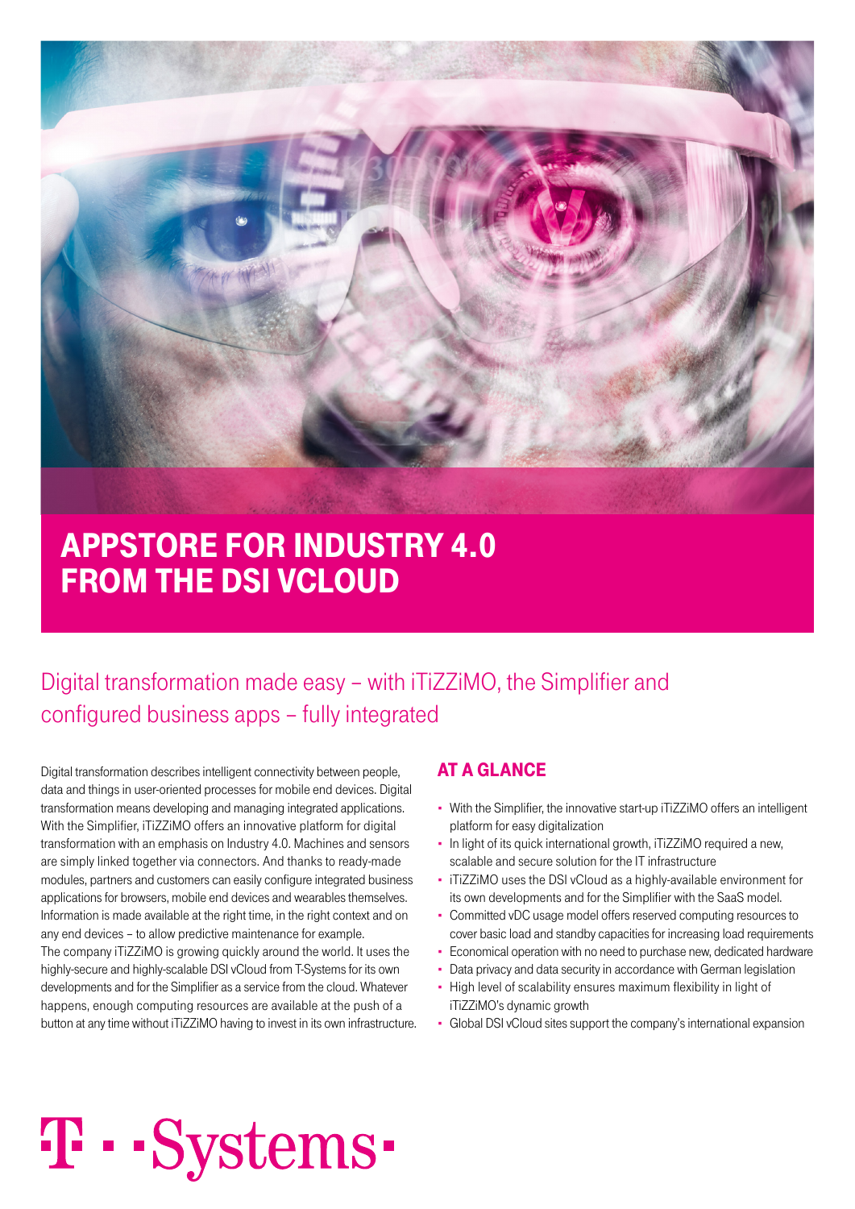# APPSTORE FOR INDUSTRY 4.0 FROM THE DSI VCLOUD

## Digital transformation made easy – with iTiZZiMO, the Simplifier and configured business apps – fully integrated

Digital transformation describes intelligent connectivity between people, data and things in user-oriented processes for mobile end devices. Digital transformation means developing and managing integrated applications. With the Simplifier, iTiZZiMO offers an innovative platform for digital transformation with an emphasis on Industry 4.0. Machines and sensors are simply linked together via connectors. And thanks to ready-made modules, partners and customers can easily configure integrated business applications for browsers, mobile end devices and wearables themselves. Information is made available at the right time, in the right context and on any end devices – to allow predictive maintenance for example.
The company iTiZZiMO is growing quickly around the world. It uses the highly-secure and highly-scalable DSI vCloud from T-Systems for its own developments and for the Simplifier as a service from the cloud. Whatever happens, enough computing resources are available at the push of a button at any time without iTiZZiMO having to invest in its own infrastructure.

## AT A GLANCE

- With the Simplifier, the innovative start-up iTiZZiMO offers an intelligent platform for easy digitalization
- In light of its quick international growth, iTiZZiMO required a new, scalable and secure solution for the IT infrastructure
- iTiZZiMO uses the DSI vCloud as a highly-available environment for its own developments and for the Simplifier with the SaaS model.
- Committed vDC usage model offers reserved computing resources to cover basic load and standby capacities for increasing load requirements
- Economical operation with no need to purchase new, dedicated hardware
- Data privacy and data security in accordance with German legislation
- High level of scalability ensures maximum flexibility in light of iTiZZiMO's dynamic growth
- Global DSI vCloud sites support the company's international expansion

T · · Systems ·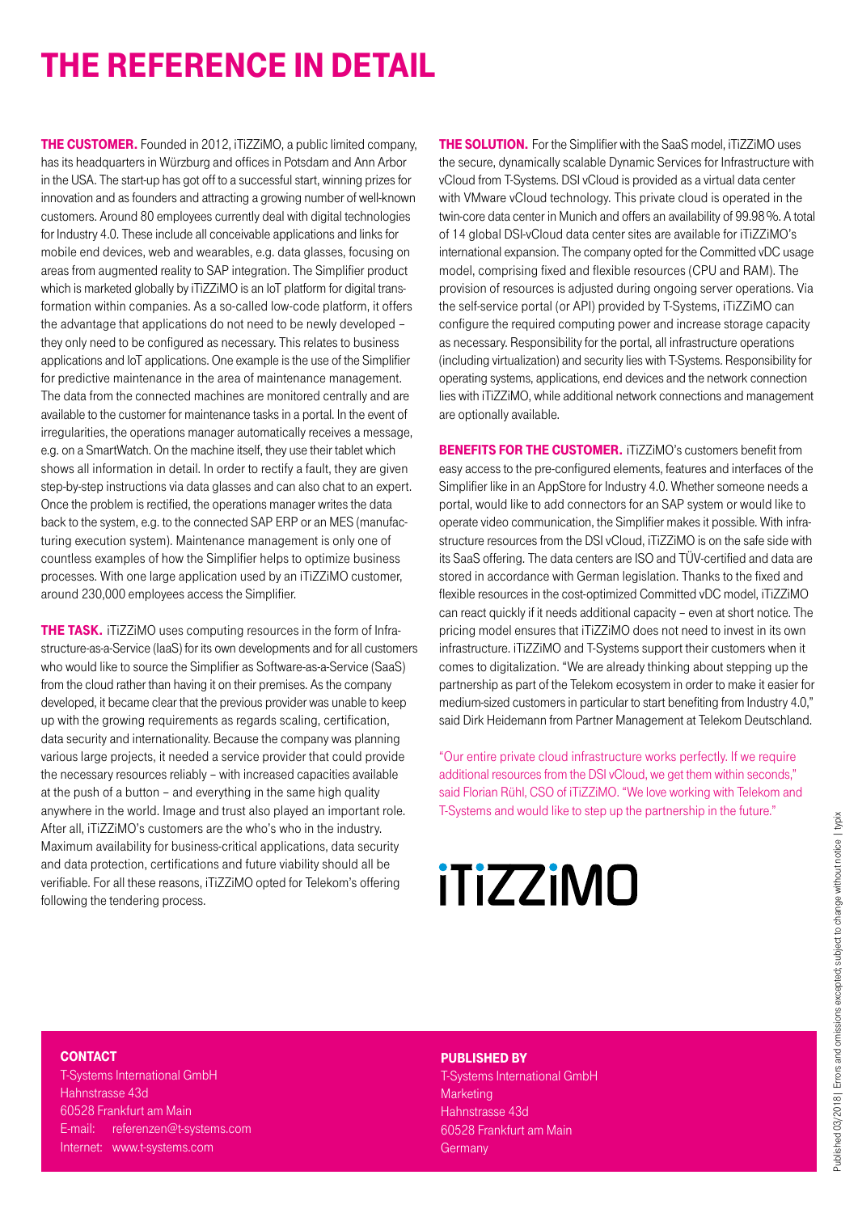# THE REFERENCE IN DETAIL

**THE CUSTOMER.** Founded in 2012, iTiZZiMO, a public limited company, has its headquarters in Würzburg and offices in Potsdam and Ann Arbor in the USA. The start-up has got off to a successful start, winning prizes for innovation and as founders and attracting a growing number of well-known customers. Around 80 employees currently deal with digital technologies for Industry 4.0. These include all conceivable applications and links for mobile end devices, web and wearables, e.g. data glasses, focusing on areas from augmented reality to SAP integration. The Simplifier product which is marketed globally by iTiZZiMO is an IoT platform for digital transformation within companies. As a so-called low-code platform, it offers the advantage that applications do not need to be newly developed – they only need to be configured as necessary. This relates to business applications and IoT applications. One example is the use of the Simplifier for predictive maintenance in the area of maintenance management. The data from the connected machines are monitored centrally and are available to the customer for maintenance tasks in a portal. In the event of irregularities, the operations manager automatically receives a message, e.g. on a SmartWatch. On the machine itself, they use their tablet which shows all information in detail. In order to rectify a fault, they are given step-by-step instructions via data glasses and can also chat to an expert. Once the problem is rectified, the operations manager writes the data back to the system, e.g. to the connected SAP ERP or an MES (manufacturing execution system). Maintenance management is only one of countless examples of how the Simplifier helps to optimize business processes. With one large application used by an iTiZZiMO customer, around 230,000 employees access the Simplifier.

**THE TASK.** iTiZZiMO uses computing resources in the form of Infrastructure-as-a-Service (IaaS) for its own developments and for all customers who would like to source the Simplifier as Software-as-a-Service (SaaS) from the cloud rather than having it on their premises. As the company developed, it became clear that the previous provider was unable to keep up with the growing requirements as regards scaling, certification, data security and internationality. Because the company was planning various large projects, it needed a service provider that could provide the necessary resources reliably – with increased capacities available at the push of a button – and everything in the same high quality anywhere in the world. Image and trust also played an important role. After all, iTiZZiMO's customers are the who's who in the industry. Maximum availability for business-critical applications, data security and data protection, certifications and future viability should all be verifiable. For all these reasons, iTiZZiMO opted for Telekom's offering following the tendering process.

**THE SOLUTION.** For the Simplifier with the SaaS model, iTiZZiMO uses the secure, dynamically scalable Dynamic Services for Infrastructure with vCloud from T-Systems. DSI vCloud is provided as a virtual data center with VMware vCloud technology. This private cloud is operated in the twin-core data center in Munich and offers an availability of 99.98 %. A total of 14 global DSI-vCloud data center sites are available for iTiZZiMO's international expansion. The company opted for the Committed vDC usage model, comprising fixed and flexible resources (CPU and RAM). The provision of resources is adjusted during ongoing server operations. Via the self-service portal (or API) provided by T-Systems, iTiZZiMO can configure the required computing power and increase storage capacity as necessary. Responsibility for the portal, all infrastructure operations (including virtualization) and security lies with T-Systems. Responsibility for operating systems, applications, end devices and the network connection lies with iTiZZiMO, while additional network connections and management are optionally available.

**BENEFITS FOR THE CUSTOMER.** iTiZZiMO's customers benefit from easy access to the pre-configured elements, features and interfaces of the Simplifier like in an AppStore for Industry 4.0. Whether someone needs a portal, would like to add connectors for an SAP system or would like to operate video communication, the Simplifier makes it possible. With infrastructure resources from the DSI vCloud, iTiZZiMO is on the safe side with its SaaS offering. The data centers are ISO and TÜV-certified and data are stored in accordance with German legislation. Thanks to the fixed and flexible resources in the cost-optimized Committed vDC model, iTiZZiMO can react quickly if it needs additional capacity – even at short notice. The pricing model ensures that iTiZZiMO does not need to invest in its own infrastructure. iTiZZiMO and T-Systems support their customers when it comes to digitalization. "We are already thinking about stepping up the partnership as part of the Telekom ecosystem in order to make it easier for medium-sized customers in particular to start benefiting from Industry 4.0," said Dirk Heidemann from Partner Management at Telekom Deutschland.

"Our entire private cloud infrastructure works perfectly. If we require additional resources from the DSI vCloud, we get them within seconds," said Florian Rühl, CSO of iTiZZiMO. "We love working with Telekom and T-Systems and would like to step up the partnership in the future."

iTiZZiMO

**CONTACT**
T-Systems International GmbH
Hahnstrasse 43d
60528 Frankfurt am Main
E-mail: referenzen@t-systems.com
Internet: www.t-systems.com

**PUBLISHED BY**
T-Systems International GmbH
Marketing
Hahnstrasse 43d
60528 Frankfurt am Main
Germany

Published 03/2018 | Errors and omissions excepted; subject to change without notice | typix